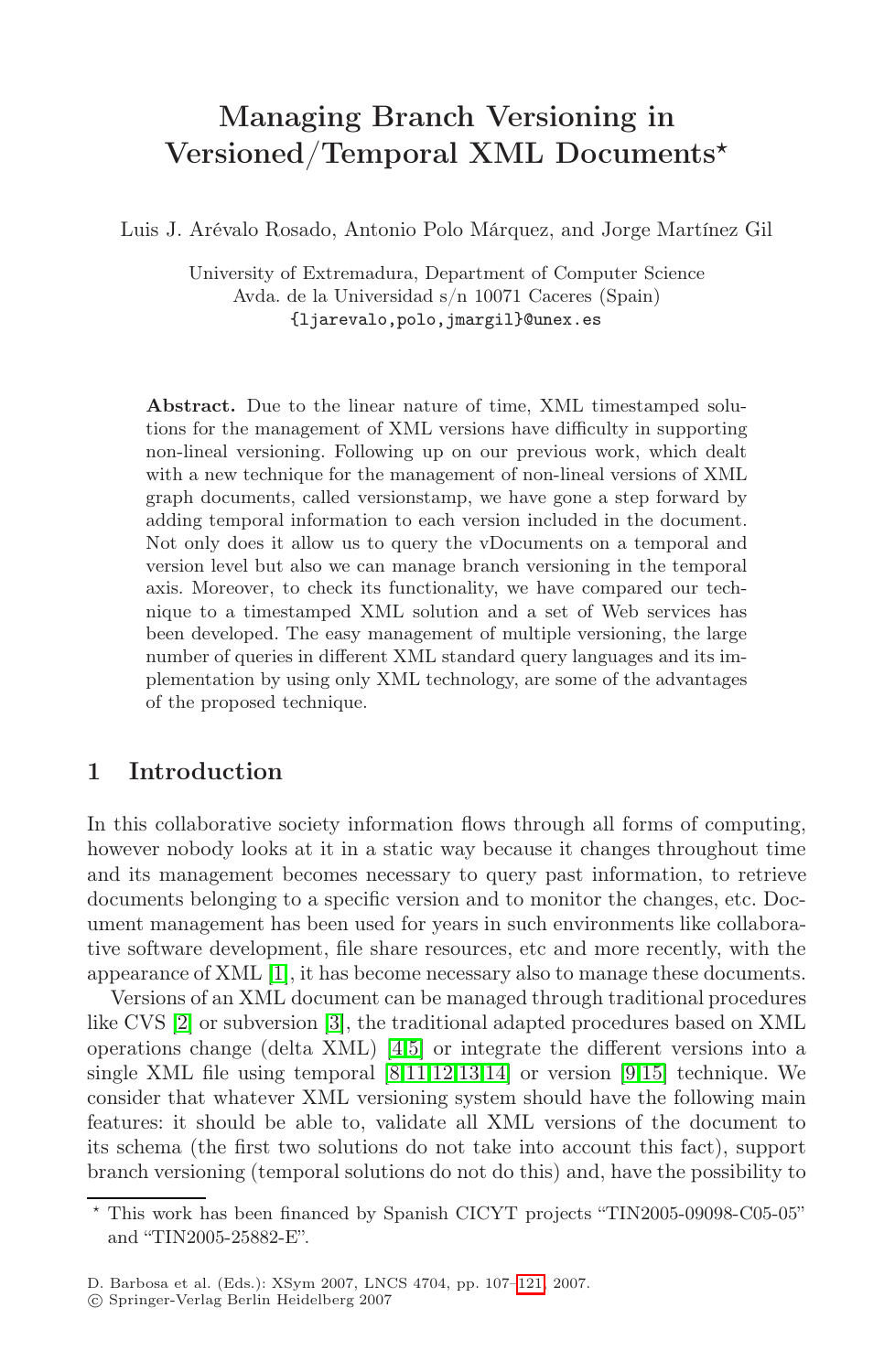# Managing Branch Versioning in Versioned/Temporal XML Documents*

Luis J. Arévalo Rosado, Antonio Polo Márquez, and Jorge Martínez Gil

University of Extremadura, Department of Computer Science
Avda. de la Universidad s/n 10071 Caceres (Spain)
{ljarevalo,polo,jmargil}@unex.es

**Abstract.** Due to the linear nature of time, XML timestamped solutions for the management of XML versions have difficulty in supporting non-lineal versioning. Following up on our previous work, which dealt with a new technique for the management of non-lineal versions of XML graph documents, called versionstamp, we have gone a step forward by adding temporal information to each version included in the document. Not only does it allow us to query the vDocuments on a temporal and version level but also we can manage branch versioning in the temporal axis. Moreover, to check its functionality, we have compared our technique to a timestamped XML solution and a set of Web services has been developed. The easy management of multiple versioning, the large number of queries in different XML standard query languages and its implementation by using only XML technology, are some of the advantages of the proposed technique.

## 1 Introduction

In this collaborative society information flows through all forms of computing, however nobody looks at it in a static way because it changes throughout time and its management becomes necessary to query past information, to retrieve documents belonging to a specific version and to monitor the changes, etc. Document management has been used for years in such environments like collaborative software development, file share resources, etc and more recently, with the appearance of XML [1], it has become necessary also to manage these documents.

Versions of an XML document can be managed through traditional procedures like CVS [2] or subversion [3], the traditional adapted procedures based on XML operations change (delta XML) [4,5] or integrate the different versions into a single XML file using temporal [8,11,12,13,14] or version [9,15] technique. We consider that whatever XML versioning system should have the following main features: it should be able to, validate all XML versions of the document to its schema (the first two solutions do not take into account this fact), support branch versioning (temporal solutions do not do this) and, have the possibility to

* This work has been financed by Spanish CICYT projects "TIN2005-09098-C05-05" and "TIN2005-25882-E".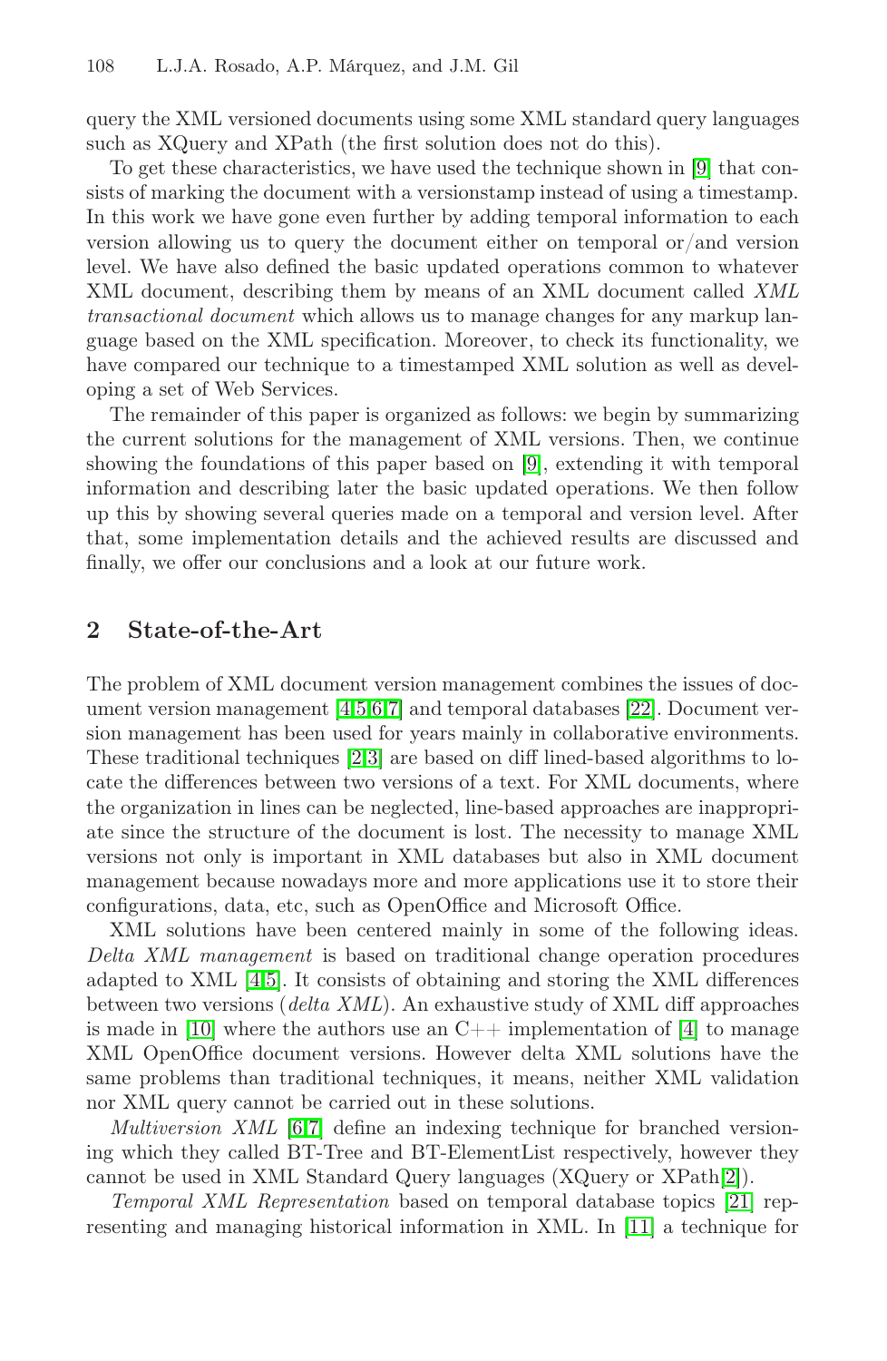query the XML versioned documents using some XML standard query languages such as XQuery and XPath (the first solution does not do this).

To get these characteristics, we have used the technique shown in [9] that consists of marking the document with a versionstamp instead of using a timestamp. In this work we have gone even further by adding temporal information to each version allowing us to query the document either on temporal or/and version level. We have also defined the basic updated operations common to whatever XML document, describing them by means of an XML document called *XML transactional document* which allows us to manage changes for any markup language based on the XML specification. Moreover, to check its functionality, we have compared our technique to a timestamped XML solution as well as developing a set of Web Services.

The remainder of this paper is organized as follows: we begin by summarizing the current solutions for the management of XML versions. Then, we continue showing the foundations of this paper based on [9], extending it with temporal information and describing later the basic updated operations. We then follow up this by showing several queries made on a temporal and version level. After that, some implementation details and the achieved results are discussed and finally, we offer our conclusions and a look at our future work.

## 2 State-of-the-Art

The problem of XML document version management combines the issues of document version management [4,5,6,7] and temporal databases [22]. Document version management has been used for years mainly in collaborative environments. These traditional techniques [2,3] are based on diff lined-based algorithms to locate the differences between two versions of a text. For XML documents, where the organization in lines can be neglected, line-based approaches are inappropriate since the structure of the document is lost. The necessity to manage XML versions not only is important in XML databases but also in XML document management because nowadays more and more applications use it to store their configurations, data, etc, such as OpenOffice and Microsoft Office.

XML solutions have been centered mainly in some of the following ideas. *Delta XML management* is based on traditional change operation procedures adapted to XML [4,5]. It consists of obtaining and storing the XML differences between two versions (*delta XML*). An exhaustive study of XML diff approaches is made in [10] where the authors use an C++ implementation of [4] to manage XML OpenOffice document versions. However delta XML solutions have the same problems than traditional techniques, it means, neither XML validation nor XML query cannot be carried out in these solutions.

*Multiversion XML* [6,7] define an indexing technique for branched versioning which they called BT-Tree and BT-ElementList respectively, however they cannot be used in XML Standard Query languages (XQuery or XPath[2]).

*Temporal XML Representation* based on temporal database topics [21] representing and managing historical information in XML. In [11] a technique for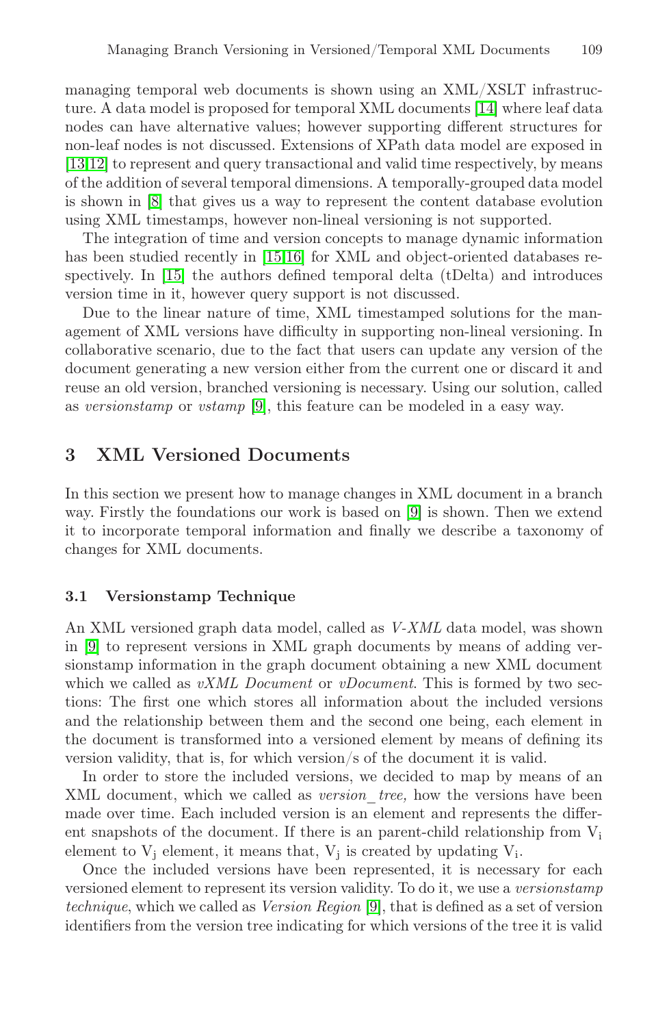managing temporal web documents is shown using an XML/XSLT infrastructure. A data model is proposed for temporal XML documents [14] where leaf data nodes can have alternative values; however supporting different structures for non-leaf nodes is not discussed. Extensions of XPath data model are exposed in [13,12] to represent and query transactional and valid time respectively, by means of the addition of several temporal dimensions. A temporally-grouped data model is shown in [8] that gives us a way to represent the content database evolution using XML timestamps, however non-lineal versioning is not supported.

The integration of time and version concepts to manage dynamic information has been studied recently in [15,16] for XML and object-oriented databases respectively. In [15] the authors defined temporal delta (tDelta) and introduces version time in it, however query support is not discussed.

Due to the linear nature of time, XML timestamped solutions for the management of XML versions have difficulty in supporting non-lineal versioning. In collaborative scenario, due to the fact that users can update any version of the document generating a new version either from the current one or discard it and reuse an old version, branched versioning is necessary. Using our solution, called as *versionstamp* or *vstamp* [9], this feature can be modeled in a easy way.

## 3 XML Versioned Documents

In this section we present how to manage changes in XML document in a branch way. Firstly the foundations our work is based on [9] is shown. Then we extend it to incorporate temporal information and finally we describe a taxonomy of changes for XML documents.

### 3.1 Versionstamp Technique

An XML versioned graph data model, called as *V-XML* data model, was shown in [9] to represent versions in XML graph documents by means of adding versionstamp information in the graph document obtaining a new XML document which we called as *vXML Document* or *vDocument*. This is formed by two sections: The first one which stores all information about the included versions and the relationship between them and the second one being, each element in the document is transformed into a versioned element by means of defining its version validity, that is, for which version/s of the document it is valid.

In order to store the included versions, we decided to map by means of an XML document, which we called as *version_tree,* how the versions have been made over time. Each included version is an element and represents the different snapshots of the document. If there is an parent-child relationship from $V_i$ element to $V_j$ element, it means that, $V_j$ is created by updating $V_i$.

Once the included versions have been represented, it is necessary for each versioned element to represent its version validity. To do it, we use a *versionstamp technique*, which we called as *Version Region* [9], that is defined as a set of version identifiers from the version tree indicating for which versions of the tree it is valid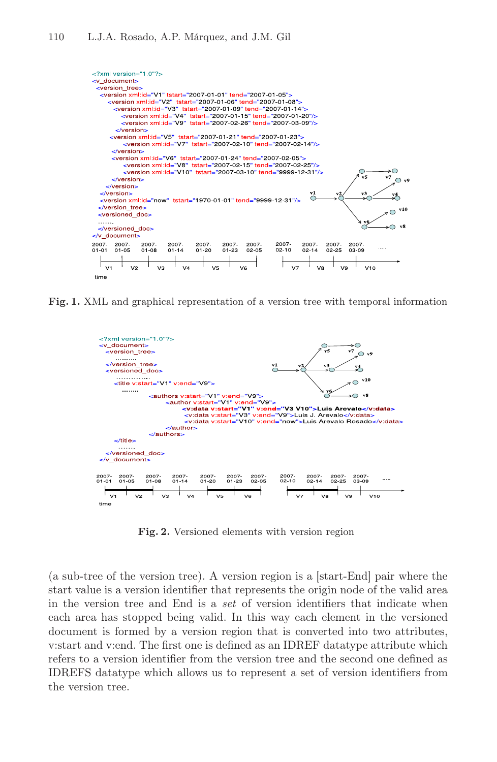```
<?xml version="1.0"?>
<v_document>
  <version_tree>
   <version xml:id="V1" tstart="2007-01-01" tend="2007-01-05">
      <version xml:id="V2"  tstart="2007-01-06" tend="2007-01-08">
        <version xml:id="V3"  tstart="2007-01-09" tend="2007-01-14">
            <version xml:id="V4"  tstart="2007-01-15" tend="2007-01-20"/>
            <version xml:id="V9"  tstart="2007-02-26" tend="2007-03-09"/>
         </version>
      <version xml:id="V5"  tstart="2007-01-21" tend="2007-01-23">
            <version xml:id="V7"  tstart="2007-02-10" tend="2007-02-14"/>
      </version>
      <version xml:id="V6"  tstart="2007-01-24" tend="2007-02-05">
            <version xml:id="V8"  tstart="2007-02-15" tend="2007-02-25"/>
            <version xml:id="V10"  tstart="2007-03-10" tend="9999-12-31"/>
      </version>
    </version>
  </version>
  <version xml:id="now"  tstart="1970-01-01" tend="9999-12-31"/>
  </version_tree>
  <versioned_doc>
  .......
  </versioned_doc>
</v_document>
```

**Fig. 1.** XML and graphical representation of a version tree with temporal information

```
<?xml version="1.0"?>
<v_document>
  <version_tree>
    .........
  </version_tree>
  <versioned_doc>
    ..............
    <title v:start="V1" v:end="V9">
      .......
          <authors v:start="V1" v:end="V9">
            <author v:start="V1" v:end="V9">
              <v:data v:start="V1" v:end="V3 V10">Luis Arevalo</v:data>
              <v:data v:start="V3" v:end="V9">Luis J. Arevalo</v:data>
              <v:data v:start="V10" v:end="now">Luis Arevalo Rosado</v:data>
            </author>
          </authors>
    </title>
    .......
  </versioned_doc>
</v_document>
```

**Fig. 2.** Versioned elements with version region

(a sub-tree of the version tree). A version region is a [start-End] pair where the start value is a version identifier that represents the origin node of the valid area in the version tree and End is a *set* of version identifiers that indicate when each area has stopped being valid. In this way each element in the versioned document is formed by a version region that is converted into two attributes, v:start and v:end. The first one is defined as an IDREF datatype attribute which refers to a version identifier from the version tree and the second one defined as IDREFS datatype which allows us to represent a set of version identifiers from the version tree.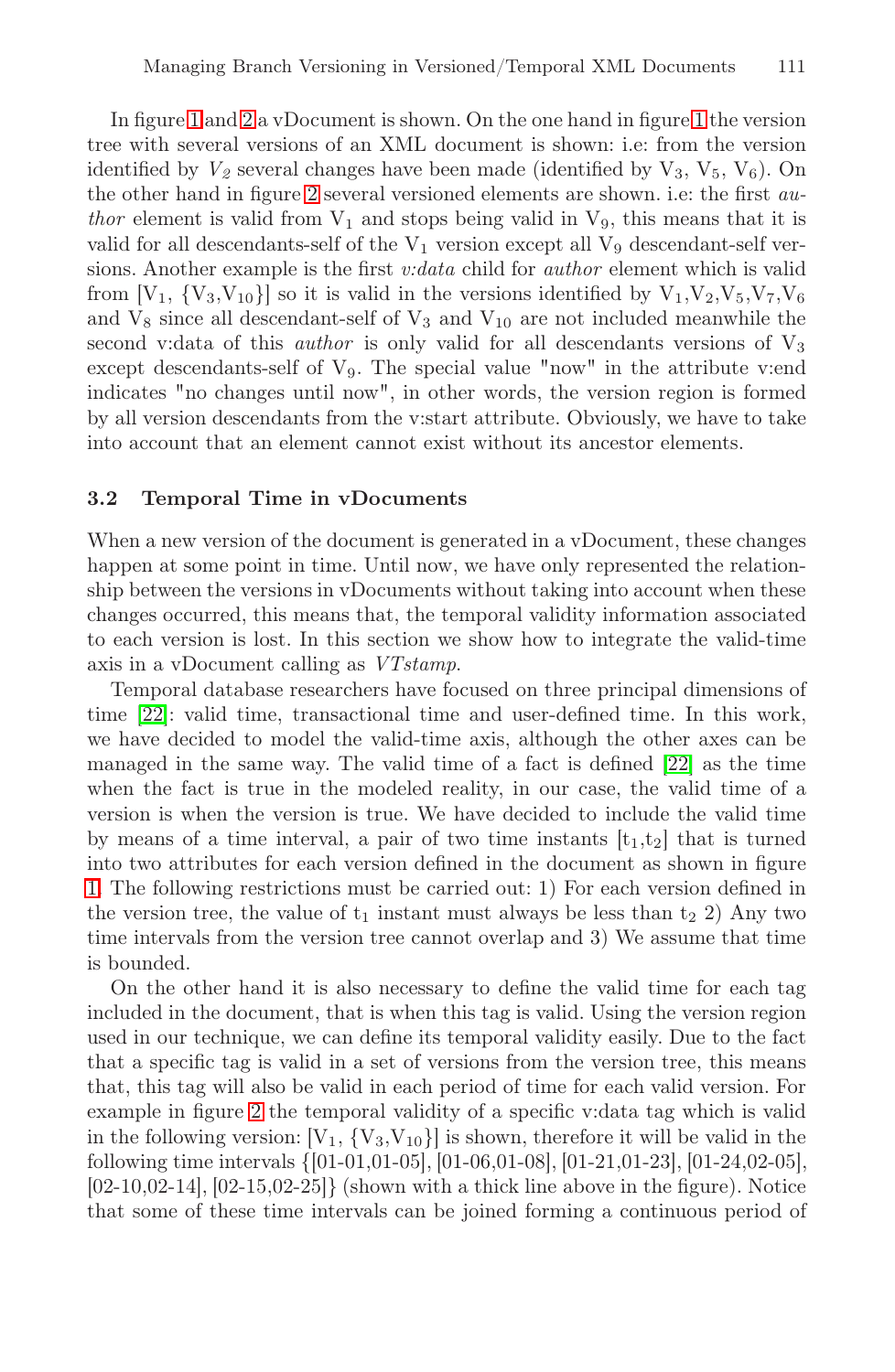In figure 1 and 2 a vDocument is shown. On the one hand in figure 1 the version tree with several versions of an XML document is shown: i.e: from the version identified by $V_2$ several changes have been made (identified by $V_3$, $V_5$, $V_6$). On the other hand in figure 2 several versioned elements are shown. i.e: the first *author* element is valid from $V_1$ and stops being valid in $V_9$, this means that it is valid for all descendants-self of the $V_1$ version except all $V_9$ descendant-self versions. Another example is the first *v:data* child for *author* element which is valid from $[V_1, \{V_3,V_{10}\}]$ so it is valid in the versions identified by $V_1$,$V_2$,$V_5$,$V_7$,$V_6$ and $V_8$ since all descendant-self of $V_3$ and $V_{10}$ are not included meanwhile the second v:data of this *author* is only valid for all descendants versions of $V_3$ except descendants-self of $V_9$. The special value "now" in the attribute v:end indicates "no changes until now", in other words, the version region is formed by all version descendants from the v:start attribute. Obviously, we have to take into account that an element cannot exist without its ancestor elements.

### 3.2 Temporal Time in vDocuments

When a new version of the document is generated in a vDocument, these changes happen at some point in time. Until now, we have only represented the relationship between the versions in vDocuments without taking into account when these changes occurred, this means that, the temporal validity information associated to each version is lost. In this section we show how to integrate the valid-time axis in a vDocument calling as *VTstamp*.

Temporal database researchers have focused on three principal dimensions of time [22]: valid time, transactional time and user-defined time. In this work, we have decided to model the valid-time axis, although the other axes can be managed in the same way. The valid time of a fact is defined [22] as the time when the fact is true in the modeled reality, in our case, the valid time of a version is when the version is true. We have decided to include the valid time by means of a time interval, a pair of two time instants $[t_1,t_2]$ that is turned into two attributes for each version defined in the document as shown in figure 1. The following restrictions must be carried out: 1) For each version defined in the version tree, the value of $t_1$ instant must always be less than $t_2$ 2) Any two time intervals from the version tree cannot overlap and 3) We assume that time is bounded.

On the other hand it is also necessary to define the valid time for each tag included in the document, that is when this tag is valid. Using the version region used in our technique, we can define its temporal validity easily. Due to the fact that a specific tag is valid in a set of versions from the version tree, this means that, this tag will also be valid in each period of time for each valid version. For example in figure 2 the temporal validity of a specific v:data tag which is valid in the following version: $[V_1, \{V_3,V_{10}\}]$ is shown, therefore it will be valid in the following time intervals {[01-01,01-05], [01-06,01-08], [01-21,01-23], [01-24,02-05], [02-10,02-14], [02-15,02-25]} (shown with a thick line above in the figure). Notice that some of these time intervals can be joined forming a continuous period of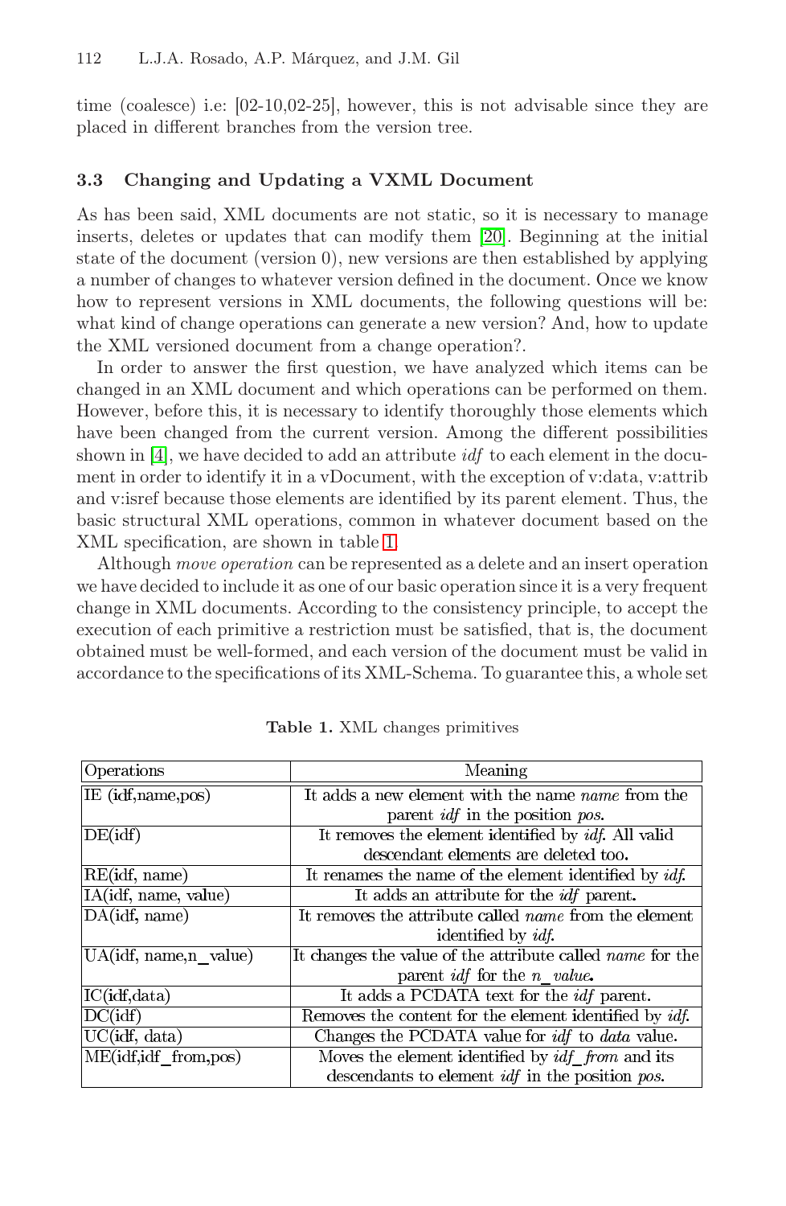time (coalesce) i.e: [02-10,02-25], however, this is not advisable since they are placed in different branches from the version tree.

### 3.3 Changing and Updating a VXML Document

As has been said, XML documents are not static, so it is necessary to manage inserts, deletes or updates that can modify them [20]. Beginning at the initial state of the document (version 0), new versions are then established by applying a number of changes to whatever version defined in the document. Once we know how to represent versions in XML documents, the following questions will be: what kind of change operations can generate a new version? And, how to update the XML versioned document from a change operation?.

In order to answer the first question, we have analyzed which items can be changed in an XML document and which operations can be performed on them. However, before this, it is necessary to identify thoroughly those elements which have been changed from the current version. Among the different possibilities shown in [4], we have decided to add an attribute *idf* to each element in the document in order to identify it in a vDocument, with the exception of v:data, v:attrib and v:isref because those elements are identified by its parent element. Thus, the basic structural XML operations, common in whatever document based on the XML specification, are shown in table 1.

Although *move operation* can be represented as a delete and an insert operation we have decided to include it as one of our basic operation since it is a very frequent change in XML documents. According to the consistency principle, to accept the execution of each primitive a restriction must be satisfied, that is, the document obtained must be well-formed, and each version of the document must be valid in accordance to the specifications of its XML-Schema. To guarantee this, a whole set

**Table 1.** XML changes primitives

| Operations | Meaning |
|---|---|
| IE (idf,name,pos) | It adds a new element with the name *name* from the parent *idf* in the position *pos.* |
| DE(idf) | It removes the element identified by *idf.* All valid descendant elements are deleted too. |
| RE(idf, name) | It renames the name of the element identified by *idf.* |
| IA(idf, name, value) | It adds an attribute for the *idf* parent. |
| DA(idf, name) | It removes the attribute called *name* from the element identified by *idf.* |
| UA(idf, name,n_value) | It changes the value of the attribute called *name* for the parent *idf* for the *n_value.* |
| IC(idf,data) | It adds a PCDATA text for the *idf* parent. |
| DC(idf) | Removes the content for the element identified by *idf.* |
| UC(idf, data) | Changes the PCDATA value for *idf* to *data* value. |
| ME(idf,idf_from,pos) | Moves the element identified by *idf_from* and its descendants to element *idf* in the position *pos.* |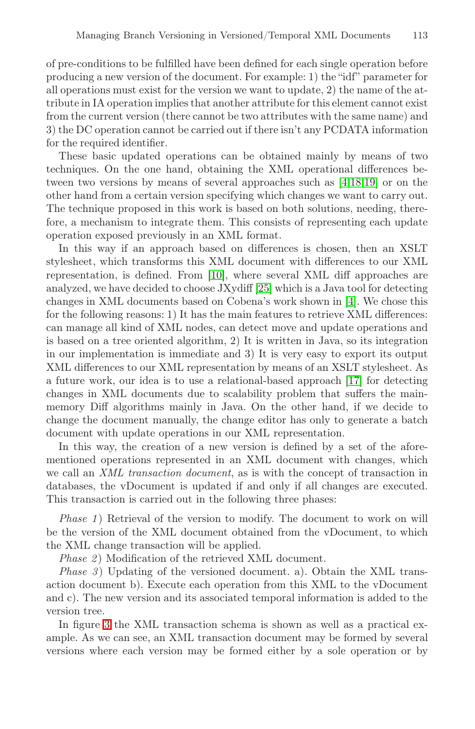of pre-conditions to be fulfilled have been defined for each single operation before producing a new version of the document. For example: 1) the "idf" parameter for all operations must exist for the version we want to update, 2) the name of the attribute in IA operation implies that another attribute for this element cannot exist from the current version (there cannot be two attributes with the same name) and 3) the DC operation cannot be carried out if there isn't any PCDATA information for the required identifier.

These basic updated operations can be obtained mainly by means of two techniques. On the one hand, obtaining the XML operational differences between two versions by means of several approaches such as [4,18,19] or on the other hand from a certain version specifying which changes we want to carry out. The technique proposed in this work is based on both solutions, needing, therefore, a mechanism to integrate them. This consists of representing each update operation exposed previously in an XML format.

In this way if an approach based on differences is chosen, then an XSLT stylesheet, which transforms this XML document with differences to our XML representation, is defined. From [10], where several XML diff approaches are analyzed, we have decided to choose JXydiff [25] which is a Java tool for detecting changes in XML documents based on Cobena's work shown in [4]. We chose this for the following reasons: 1) It has the main features to retrieve XML differences: can manage all kind of XML nodes, can detect move and update operations and is based on a tree oriented algorithm, 2) It is written in Java, so its integration in our implementation is immediate and 3) It is very easy to export its output XML differences to our XML representation by means of an XSLT stylesheet. As a future work, our idea is to use a relational-based approach [17] for detecting changes in XML documents due to scalability problem that suffers the main-memory Diff algorithms mainly in Java. On the other hand, if we decide to change the document manually, the change editor has only to generate a batch document with update operations in our XML representation.

In this way, the creation of a new version is defined by a set of the aforementioned operations represented in an XML document with changes, which we call an *XML transaction document*, as is with the concept of transaction in databases, the vDocument is updated if and only if all changes are executed. This transaction is carried out in the following three phases:

*Phase 1*) Retrieval of the version to modify. The document to work on will be the version of the XML document obtained from the vDocument, to which the XML change transaction will be applied.

*Phase 2*) Modification of the retrieved XML document.

*Phase 3*) Updating of the versioned document. a). Obtain the XML transaction document b). Execute each operation from this XML to the vDocument and c). The new version and its associated temporal information is added to the version tree.

In figure 3 the XML transaction schema is shown as well as a practical example. As we can see, an XML transaction document may be formed by several versions where each version may be formed either by a sole operation or by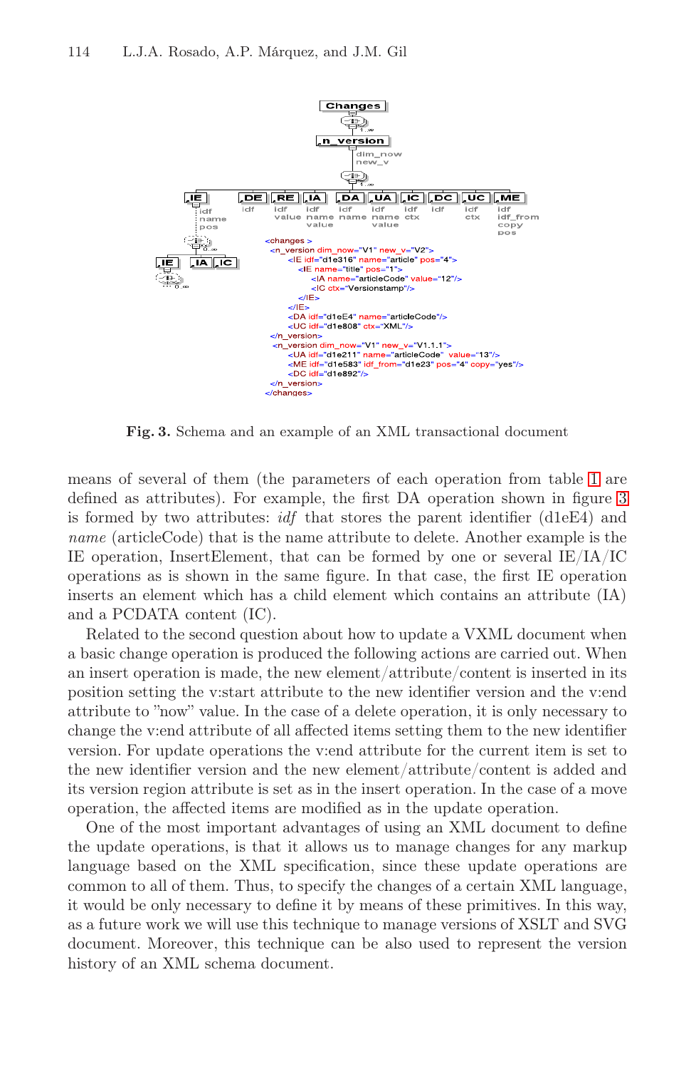```
<changes >
  <n_version dim_now="V1" new_v="V2">
      <IE idf="d1e316" name="article" pos="4">
        <IE name="title" pos="1">
            <IA name="articleCode" value="12"/>
            <IC ctx="Versionstamp"/>
        </IE>
      </IE>
      <DA idf="d1eE4" name="articleCode"/>
      <UC idf="d1e808" ctx="XML"/>
  </n_version>
  <n_version dim_now="V1" new_v="V1.1.1">
      <UA idf="d1e211" name="articleCode"  value="13"/>
      <ME idf="d1e583" idf_from="d1e23" pos="4" copy="yes"/>
      <DC idf="d1e892"/>
  </n_version>
</changes>
```

**Fig. 3.** Schema and an example of an XML transactional document

means of several of them (the parameters of each operation from table 1 are defined as attributes). For example, the first DA operation shown in figure 3 is formed by two attributes: *idf* that stores the parent identifier (d1eE4) and *name* (articleCode) that is the name attribute to delete. Another example is the IE operation, InsertElement, that can be formed by one or several IE/IA/IC operations as is shown in the same figure. In that case, the first IE operation inserts an element which has a child element which contains an attribute (IA) and a PCDATA content (IC).

Related to the second question about how to update a VXML document when a basic change operation is produced the following actions are carried out. When an insert operation is made, the new element/attribute/content is inserted in its position setting the v:start attribute to the new identifier version and the v:end attribute to "now" value. In the case of a delete operation, it is only necessary to change the v:end attribute of all affected items setting them to the new identifier version. For update operations the v:end attribute for the current item is set to the new identifier version and the new element/attribute/content is added and its version region attribute is set as in the insert operation. In the case of a move operation, the affected items are modified as in the update operation.

One of the most important advantages of using an XML document to define the update operations, is that it allows us to manage changes for any markup language based on the XML specification, since these update operations are common to all of them. Thus, to specify the changes of a certain XML language, it would be only necessary to define it by means of these primitives. In this way, as a future work we will use this technique to manage versions of XSLT and SVG document. Moreover, this technique can be also used to represent the version history of an XML schema document.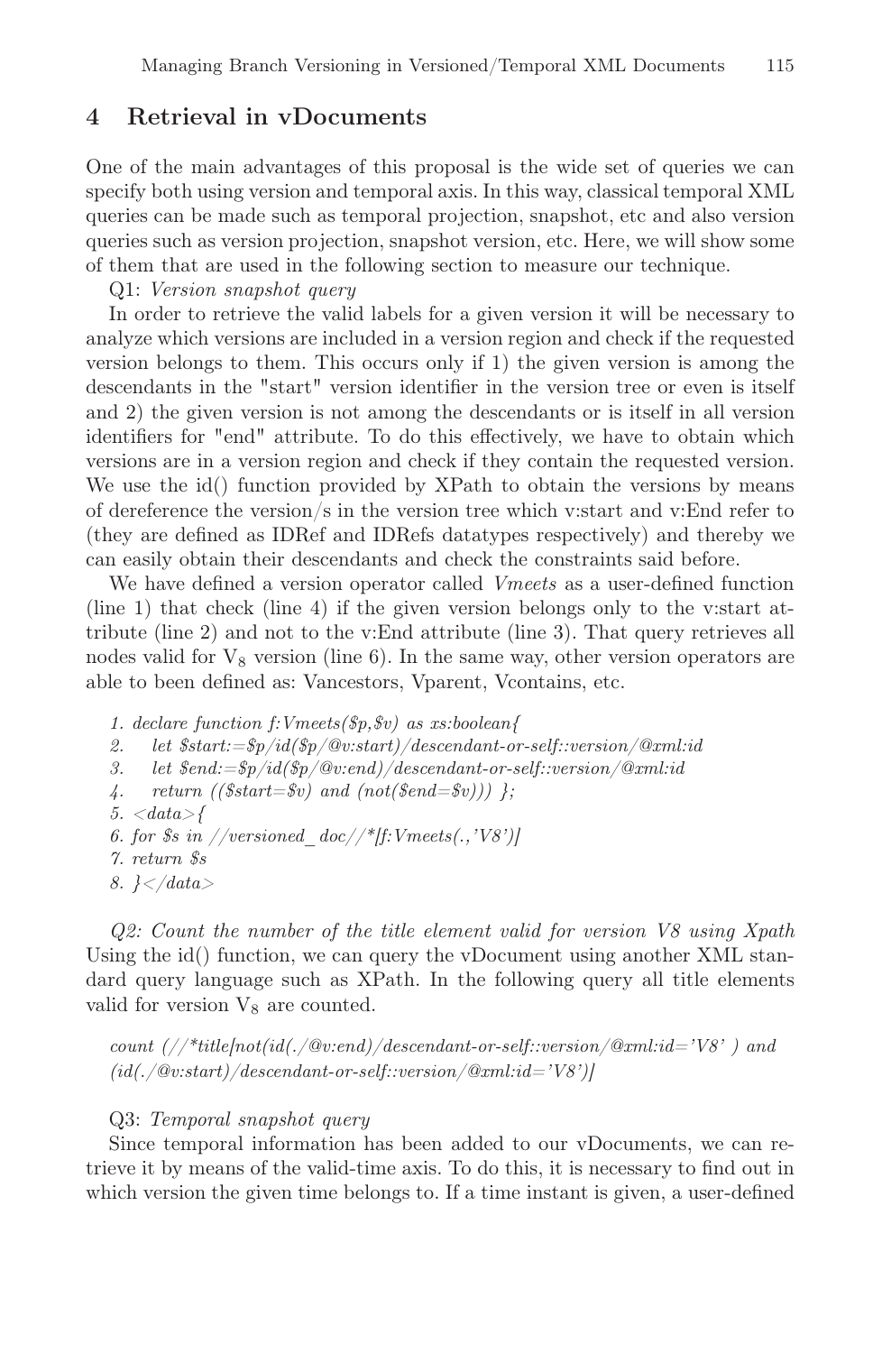## 4 Retrieval in vDocuments

One of the main advantages of this proposal is the wide set of queries we can specify both using version and temporal axis. In this way, classical temporal XML queries can be made such as temporal projection, snapshot, etc and also version queries such as version projection, snapshot version, etc. Here, we will show some of them that are used in the following section to measure our technique.

Q1: *Version snapshot query*

In order to retrieve the valid labels for a given version it will be necessary to analyze which versions are included in a version region and check if the requested version belongs to them. This occurs only if 1) the given version is among the descendants in the "start" version identifier in the version tree or even is itself and 2) the given version is not among the descendants or is itself in all version identifiers for "end" attribute. To do this effectively, we have to obtain which versions are in a version region and check if they contain the requested version. We use the id() function provided by XPath to obtain the versions by means of dereference the version/s in the version tree which v:start and v:End refer to (they are defined as IDRef and IDRefs datatypes respectively) and thereby we can easily obtain their descendants and check the constraints said before.

We have defined a version operator called *Vmeets* as a user-defined function (line 1) that check (line 4) if the given version belongs only to the v:start attribute (line 2) and not to the v:End attribute (line 3). That query retrieves all nodes valid for $V_8$ version (line 6). In the same way, other version operators are able to been defined as: Vancestors, Vparent, Vcontains, etc.

```
1. declare function f:Vmeets($p,$v) as xs:boolean{
2.    let $start:=$p/id($p/@v:start)/descendant-or-self::version/@xml:id
3.    let $end:=$p/id($p/@v:end)/descendant-or-self::version/@xml:id
4.    return (($start=$v) and (not($end=$v))) };
5. <data>{
6. for $s in //versioned_doc//*[f:Vmeets(.,'V8')]
7. return $s
8. }</data>
```

*Q2: Count the number of the title element valid for version V8 using Xpath*

Using the id() function, we can query the vDocument using another XML standard query language such as XPath. In the following query all title elements valid for version $V_8$ are counted.

```
count (//*title[not(id(./@v:end)/descendant-or-self::version/@xml:id='V8' ) and
(id(./@v:start)/descendant-or-self::version/@xml:id='V8')]
```

Q3: *Temporal snapshot query*

Since temporal information has been added to our vDocuments, we can retrieve it by means of the valid-time axis. To do this, it is necessary to find out in which version the given time belongs to. If a time instant is given, a user-defined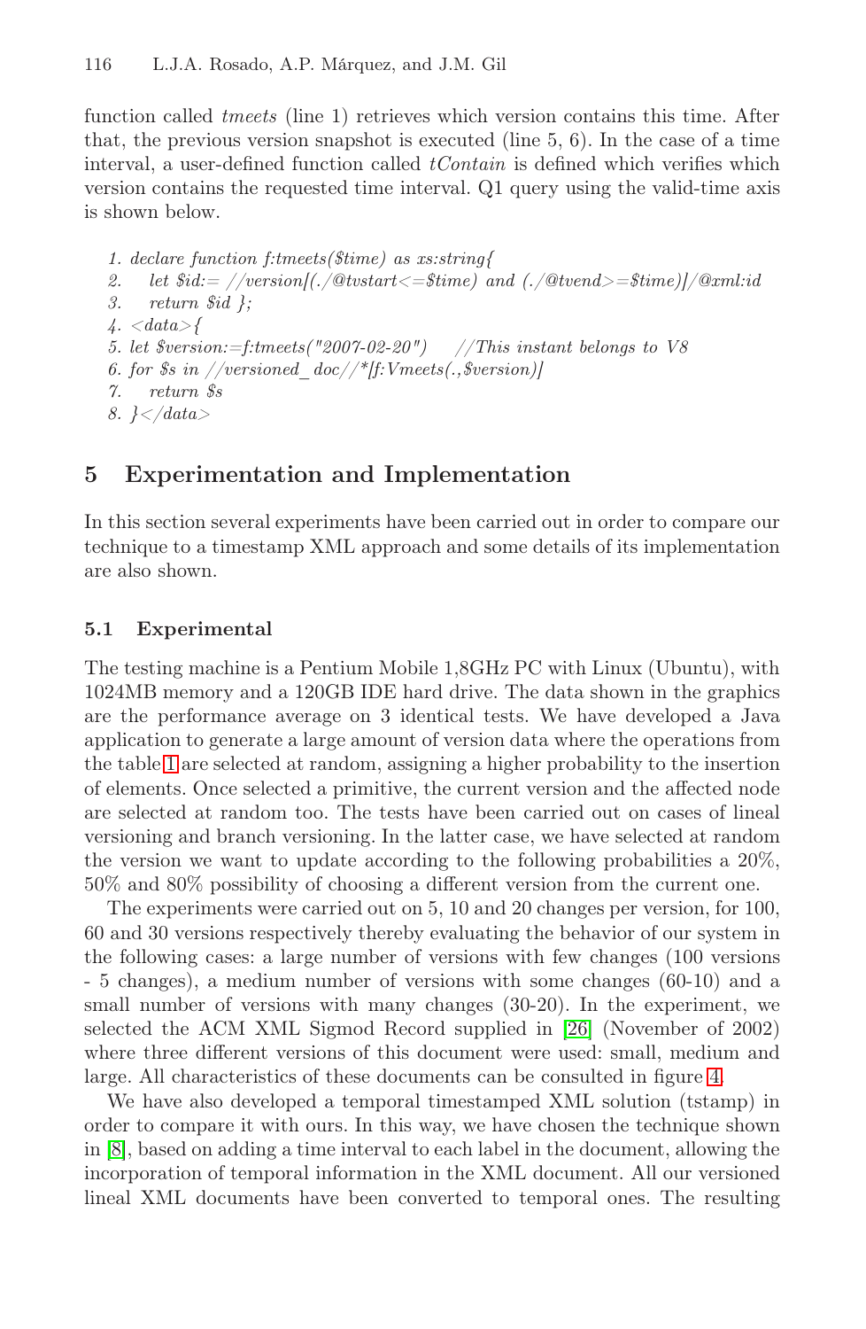function called *tmeets* (line 1) retrieves which version contains this time. After that, the previous version snapshot is executed (line 5, 6). In the case of a time interval, a user-defined function called *tContain* is defined which verifies which version contains the requested time interval. Q1 query using the valid-time axis is shown below.

```
1. declare function f:tmeets($time) as xs:string{
2.    let $id:= //version[(./@tvstart<=$time) and (./@tvend>=$time)]/@xml:id
3.    return $id };
4. <data>{
5. let $version:=f:tmeets("2007-02-20")    //This instant belongs to V8
6. for $s in //versioned_doc//*[f:Vmeets(.,$version)]
7.    return $s
8. }</data>
```

## 5 Experimentation and Implementation

In this section several experiments have been carried out in order to compare our technique to a timestamp XML approach and some details of its implementation are also shown.

### 5.1 Experimental

The testing machine is a Pentium Mobile 1,8GHz PC with Linux (Ubuntu), with 1024MB memory and a 120GB IDE hard drive. The data shown in the graphics are the performance average on 3 identical tests. We have developed a Java application to generate a large amount of version data where the operations from the table 1 are selected at random, assigning a higher probability to the insertion of elements. Once selected a primitive, the current version and the affected node are selected at random too. The tests have been carried out on cases of lineal versioning and branch versioning. In the latter case, we have selected at random the version we want to update according to the following probabilities a 20%, 50% and 80% possibility of choosing a different version from the current one.

The experiments were carried out on 5, 10 and 20 changes per version, for 100, 60 and 30 versions respectively thereby evaluating the behavior of our system in the following cases: a large number of versions with few changes (100 versions - 5 changes), a medium number of versions with some changes (60-10) and a small number of versions with many changes (30-20). In the experiment, we selected the ACM XML Sigmod Record supplied in [26] (November of 2002) where three different versions of this document were used: small, medium and large. All characteristics of these documents can be consulted in figure 4.

We have also developed a temporal timestamped XML solution (tstamp) in order to compare it with ours. In this way, we have chosen the technique shown in [8], based on adding a time interval to each label in the document, allowing the incorporation of temporal information in the XML document. All our versioned lineal XML documents have been converted to temporal ones. The resulting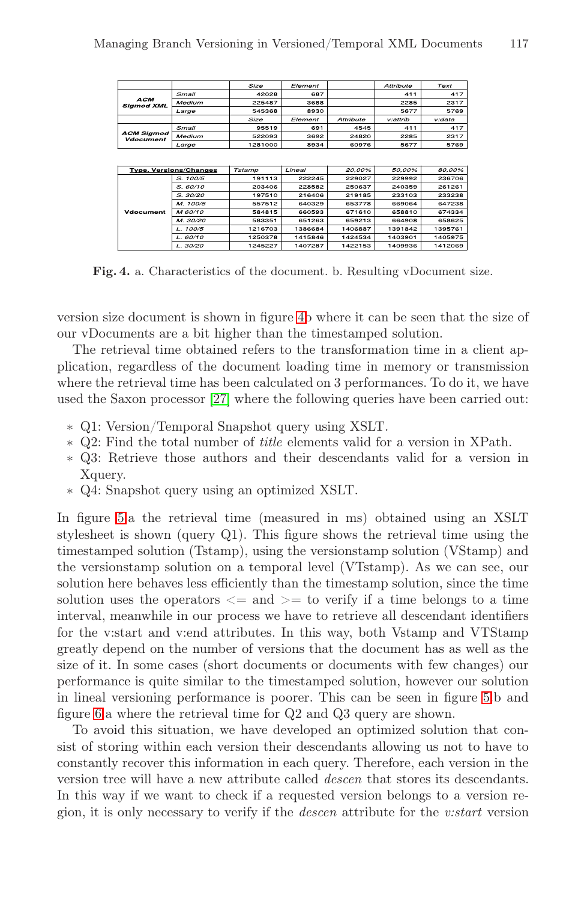|  |  | Size | Element |  | Attribute | Text |
|---|---|---|---|---|---|---|
| ACM Sigmod XML | Small | 42028 | 687 |  | 411 | 417 |
|  | Medium | 225487 | 3688 |  | 2285 | 2317 |
|  | Large | 545368 | 8930 |  | 5677 | 5769 |
|  |  | Size | Element | Attribute | v:attrib | v:data |
| ACM Sigmod Vdocument | Small | 95519 | 691 | 4545 | 411 | 417 |
|  | Medium | 522093 | 3692 | 24820 | 2285 | 2317 |
|  | Large | 1281000 | 8934 | 60976 | 5677 | 5769 |

| Type. Versions/Changes |  | Tstamp | Lineal | 20,00% | 50,00% | 80,00% |
|---|---|---|---|---|---|---|
| Vdocument | S. 100/5 | 191113 | 222245 | 229027 | 229992 | 236706 |
|  | S. 60/10 | 203406 | 228582 | 250637 | 240359 | 261261 |
|  | S. 30/20 | 197510 | 216406 | 219185 | 233103 | 233238 |
|  | M. 100/5 | 557512 | 640329 | 653778 | 669064 | 647238 |
|  | M 60/10 | 584815 | 660593 | 671610 | 658810 | 674334 |
|  | M. 30/20 | 583351 | 651263 | 659213 | 664908 | 658625 |
|  | L. 100/5 | 1216703 | 1386684 | 1406887 | 1391842 | 1395761 |
|  | L. 60/10 | 1250378 | 1415846 | 1424534 | 1403901 | 1405975 |
|  | L. 30/20 | 1245227 | 1407287 | 1422153 | 1409936 | 1412069 |

**Fig. 4.** a. Characteristics of the document. b. Resulting vDocument size.

version size document is shown in figure 4b where it can be seen that the size of our vDocuments are a bit higher than the timestamped solution.

The retrieval time obtained refers to the transformation time in a client application, regardless of the document loading time in memory or transmission where the retrieval time has been calculated on 3 performances. To do it, we have used the Saxon processor [27] where the following queries have been carried out:

- Q1: Version/Temporal Snapshot query using XSLT.
- Q2: Find the total number of *title* elements valid for a version in XPath.
- Q3: Retrieve those authors and their descendants valid for a version in Xquery.
- Q4: Snapshot query using an optimized XSLT.

In figure 5a the retrieval time (measured in ms) obtained using an XSLT stylesheet is shown (query Q1). This figure shows the retrieval time using the timestamped solution (Tstamp), using the versionstamp solution (VStamp) and the versionstamp solution on a temporal level (VTstamp). As we can see, our solution here behaves less efficiently than the timestamp solution, since the time solution uses the operators <= and >= to verify if a time belongs to a time interval, meanwhile in our process we have to retrieve all descendant identifiers for the v:start and v:end attributes. In this way, both Vstamp and VTStamp greatly depend on the number of versions that the document has as well as the size of it. In some cases (short documents or documents with few changes) our performance is quite similar to the timestamped solution, however our solution in lineal versioning performance is poorer. This can be seen in figure 5b and figure 6a where the retrieval time for Q2 and Q3 query are shown.

To avoid this situation, we have developed an optimized solution that consist of storing within each version their descendants allowing us not to have to constantly recover this information in each query. Therefore, each version in the version tree will have a new attribute called *descen* that stores its descendants. In this way if we want to check if a requested version belongs to a version region, it is only necessary to verify if the *descen* attribute for the *v:start* version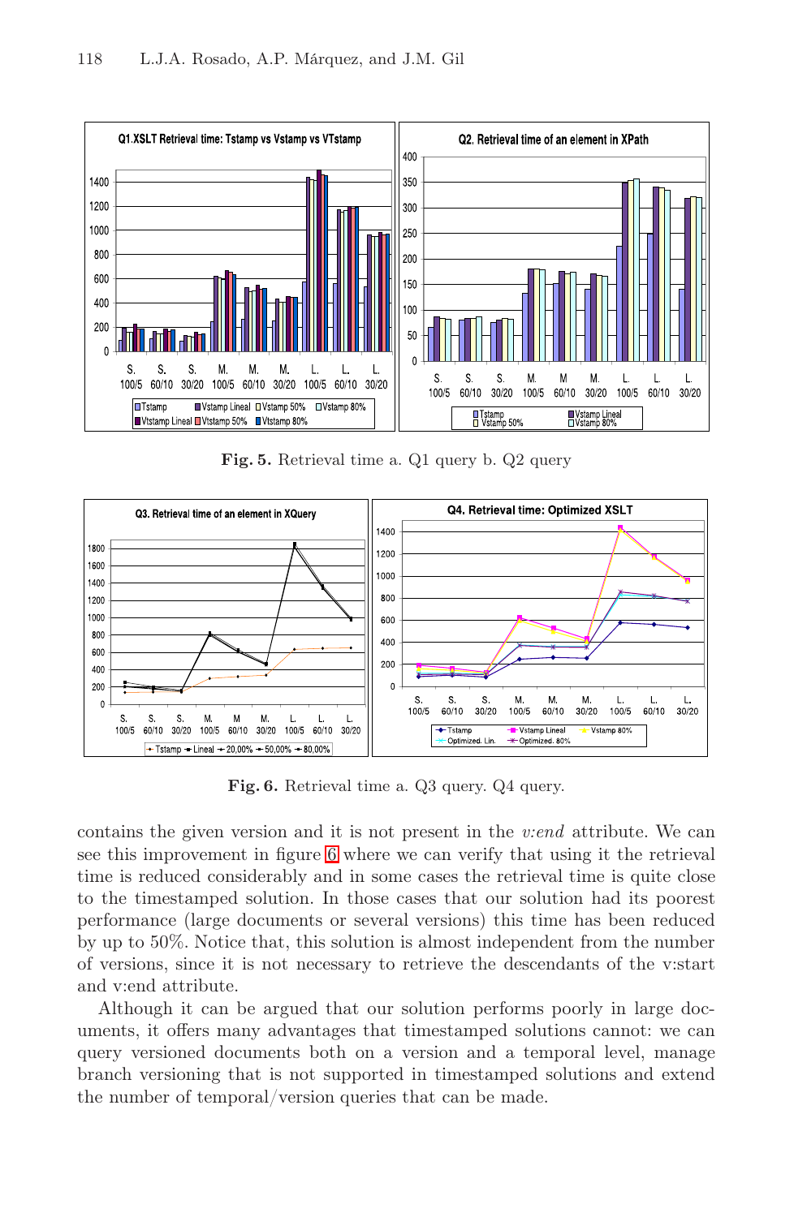Fig. 5. Retrieval time a. Q1 query b. Q2 query

Fig. 6. Retrieval time a. Q3 query. Q4 query.

contains the given version and it is not present in the *v:end* attribute. We can see this improvement in figure 6 where we can verify that using it the retrieval time is reduced considerably and in some cases the retrieval time is quite close to the timestamped solution. In those cases that our solution had its poorest performance (large documents or several versions) this time has been reduced by up to 50%. Notice that, this solution is almost independent from the number of versions, since it is not necessary to retrieve the descendants of the v:start and v:end attribute.

Although it can be argued that our solution performs poorly in large documents, it offers many advantages that timestamped solutions cannot: we can query versioned documents both on a version and a temporal level, manage branch versioning that is not supported in timestamped solutions and extend the number of temporal/version queries that can be made.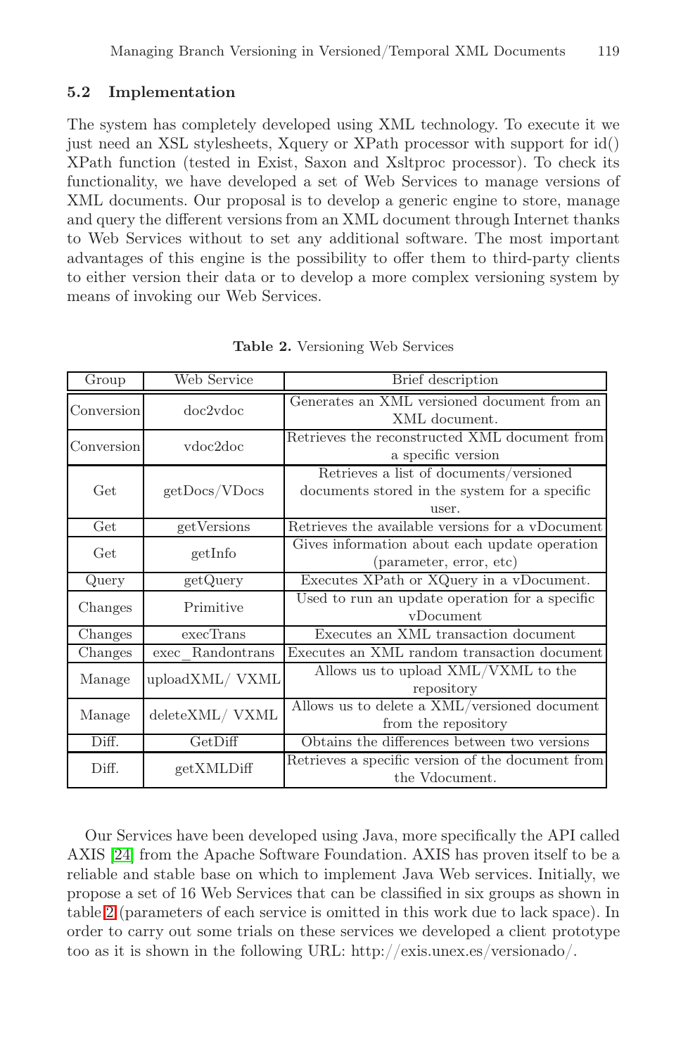### 5.2 Implementation

The system has completely developed using XML technology. To execute it we just need an XSL stylesheets, Xquery or XPath processor with support for id() XPath function (tested in Exist, Saxon and Xsltproc processor). To check its functionality, we have developed a set of Web Services to manage versions of XML documents. Our proposal is to develop a generic engine to store, manage and query the different versions from an XML document through Internet thanks to Web Services without to set any additional software. The most important advantages of this engine is the possibility to offer them to third-party clients to either version their data or to develop a more complex versioning system by means of invoking our Web Services.

**Table 2.** Versioning Web Services

| Group | Web Service | Brief description |
|---|---|---|
| Conversion | doc2vdoc | Generates an XML versioned document from an XML document. |
| Conversion | vdoc2doc | Retrieves the reconstructed XML document from a specific version |
| Get | getDocs/VDocs | Retrieves a list of documents/versioned documents stored in the system for a specific user. |
| Get | getVersions | Retrieves the available versions for a vDocument |
| Get | getInfo | Gives information about each update operation (parameter, error, etc) |
| Query | getQuery | Executes XPath or XQuery in a vDocument. |
| Changes | Primitive | Used to run an update operation for a specific vDocument |
| Changes | execTrans | Executes an XML transaction document |
| Changes | exec_Randontrans | Executes an XML random transaction document |
| Manage | uploadXML/ VXML | Allows us to upload XML/VXML to the repository |
| Manage | deleteXML/ VXML | Allows us to delete a XML/versioned document from the repository |
| Diff. | GetDiff | Obtains the differences between two versions |
| Diff. | getXMLDiff | Retrieves a specific version of the document from the Vdocument. |

Our Services have been developed using Java, more specifically the API called AXIS [24] from the Apache Software Foundation. AXIS has proven itself to be a reliable and stable base on which to implement Java Web services. Initially, we propose a set of 16 Web Services that can be classified in six groups as shown in table 2 (parameters of each service is omitted in this work due to lack space). In order to carry out some trials on these services we developed a client prototype too as it is shown in the following URL: http://exis.unex.es/versionado/.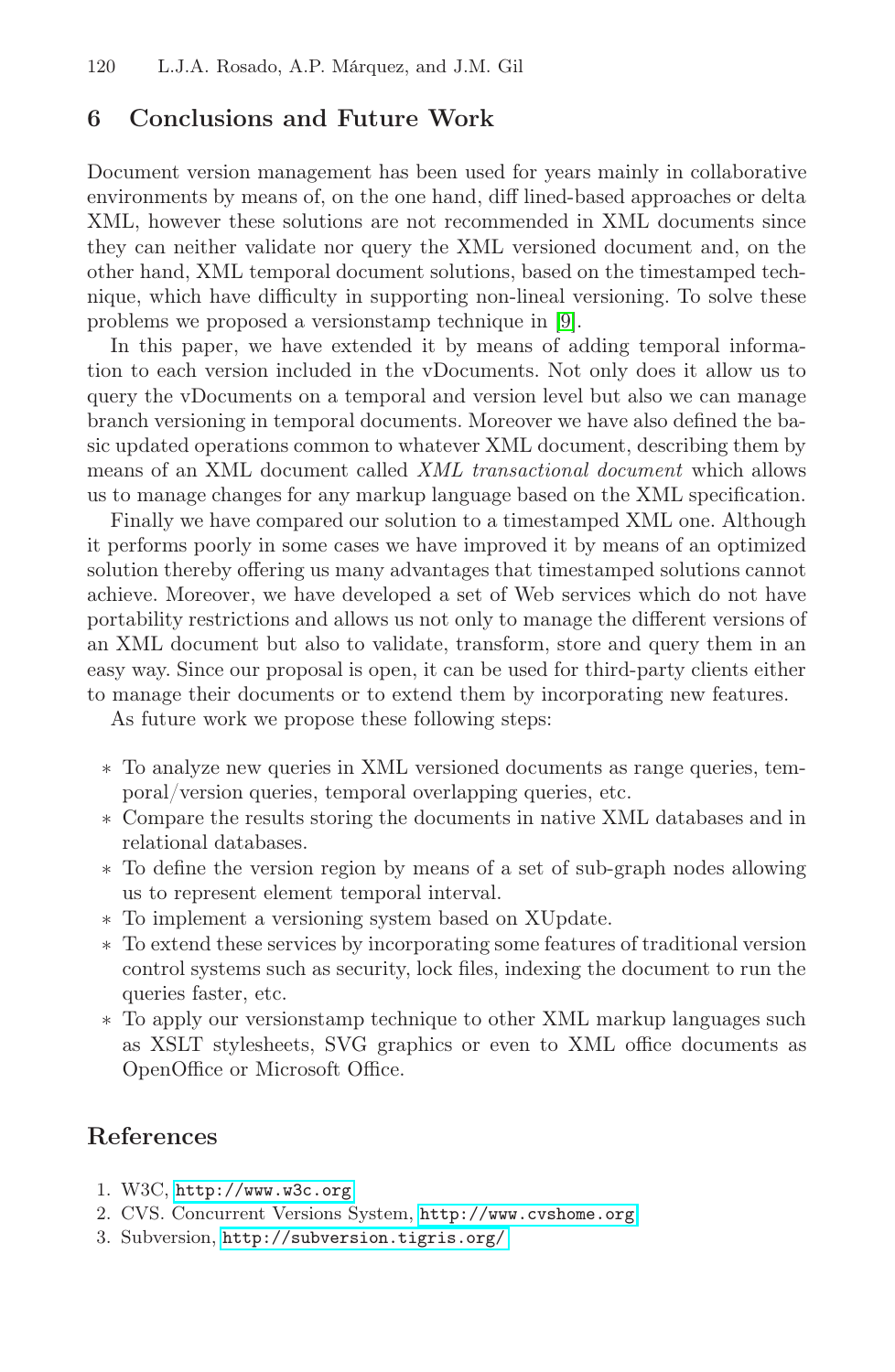## 6 Conclusions and Future Work

Document version management has been used for years mainly in collaborative environments by means of, on the one hand, diff lined-based approaches or delta XML, however these solutions are not recommended in XML documents since they can neither validate nor query the XML versioned document and, on the other hand, XML temporal document solutions, based on the timestamped technique, which have difficulty in supporting non-lineal versioning. To solve these problems we proposed a versionstamp technique in [9].

In this paper, we have extended it by means of adding temporal information to each version included in the vDocuments. Not only does it allow us to query the vDocuments on a temporal and version level but also we can manage branch versioning in temporal documents. Moreover we have also defined the basic updated operations common to whatever XML document, describing them by means of an XML document called *XML transactional document* which allows us to manage changes for any markup language based on the XML specification.

Finally we have compared our solution to a timestamped XML one. Although it performs poorly in some cases we have improved it by means of an optimized solution thereby offering us many advantages that timestamped solutions cannot achieve. Moreover, we have developed a set of Web services which do not have portability restrictions and allows us not only to manage the different versions of an XML document but also to validate, transform, store and query them in an easy way. Since our proposal is open, it can be used for third-party clients either to manage their documents or to extend them by incorporating new features.

As future work we propose these following steps:

- To analyze new queries in XML versioned documents as range queries, temporal/version queries, temporal overlapping queries, etc.
- Compare the results storing the documents in native XML databases and in relational databases.
- To define the version region by means of a set of sub-graph nodes allowing us to represent element temporal interval.
- To implement a versioning system based on XUpdate.
- To extend these services by incorporating some features of traditional version control systems such as security, lock files, indexing the document to run the queries faster, etc.
- To apply our versionstamp technique to other XML markup languages such as XSLT stylesheets, SVG graphics or even to XML office documents as OpenOffice or Microsoft Office.

## References

1. W3C, http://www.w3c.org
2. CVS. Concurrent Versions System, http://www.cvshome.org
3. Subversion, http://subversion.tigris.org/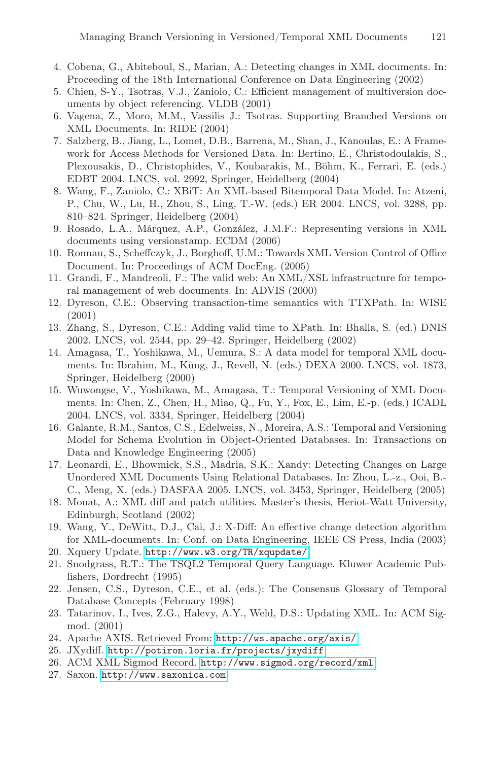4. Cobena, G., Abiteboul, S., Marian, A.: Detecting changes in XML documents. In: Proceeding of the 18th International Conference on Data Engineering (2002)
5. Chien, S-Y., Tsotras, V.J., Zaniolo, C.: Efficient management of multiversion documents by object referencing. VLDB (2001)
6. Vagena, Z., Moro, M.M., Vassilis J.: Tsotras. Supporting Branched Versions on XML Documents. In: RIDE (2004)
7. Salzberg, B., Jiang, L., Lomet, D.B., Barrena, M., Shan, J., Kanoulas, E.: A Framework for Access Methods for Versioned Data. In: Bertino, E., Christodoulakis, S., Plexousakis, D., Christophides, V., Koubarakis, M., Böhm, K., Ferrari, E. (eds.) EDBT 2004. LNCS, vol. 2992, Springer, Heidelberg (2004)
8. Wang, F., Zaniolo, C.: XBiT: An XML-based Bitemporal Data Model. In: Atzeni, P., Chu, W., Lu, H., Zhou, S., Ling, T.-W. (eds.) ER 2004. LNCS, vol. 3288, pp. 810–824. Springer, Heidelberg (2004)
9. Rosado, L.A., Márquez, A.P., González, J.M.F.: Representing versions in XML documents using versionstamp. ECDM (2006)
10. Ronnau, S., Scheffczyk, J., Borghoff, U.M.: Towards XML Version Control of Office Document. In: Proceedings of ACM DocEng. (2005)
11. Grandi, F., Mandreoli, F.: The valid web: An XML/XSL infrastructure for temporal management of web documents. In: ADVIS (2000)
12. Dyreson, C.E.: Observing transaction-time semantics with TTXPath. In: WISE (2001)
13. Zhang, S., Dyreson, C.E.: Adding valid time to XPath. In: Bhalla, S. (ed.) DNIS 2002. LNCS, vol. 2544, pp. 29–42. Springer, Heidelberg (2002)
14. Amagasa, T., Yoshikawa, M., Uemura, S.: A data model for temporal XML documents. In: Ibrahim, M., Küng, J., Revell, N. (eds.) DEXA 2000. LNCS, vol. 1873, Springer, Heidelberg (2000)
15. Wuwongse, V., Yoshikawa, M., Amagasa, T.: Temporal Versioning of XML Documents. In: Chen, Z., Chen, H., Miao, Q., Fu, Y., Fox, E., Lim, E.-p. (eds.) ICADL 2004. LNCS, vol. 3334, Springer, Heidelberg (2004)
16. Galante, R.M., Santos, C.S., Edelweiss, N., Moreira, A.S.: Temporal and Versioning Model for Schema Evolution in Object-Oriented Databases. In: Transactions on Data and Knowledge Engineering (2005)
17. Leonardi, E., Bhowmick, S.S., Madria, S.K.: Xandy: Detecting Changes on Large Unordered XML Documents Using Relational Databases. In: Zhou, L.-z., Ooi, B.-C., Meng, X. (eds.) DASFAA 2005. LNCS, vol. 3453, Springer, Heidelberg (2005)
18. Mouat, A.: XML diff and patch utilities. Master's thesis, Heriot-Watt University, Edinburgh, Scotland (2002)
19. Wang, Y., DeWitt, D.J., Cai, J.: X-Diff: An effective change detection algorithm for XML-documents. In: Conf. on Data Engineering, IEEE CS Press, India (2003)
20. Xquery Update. http://www.w3.org/TR/xqupdate/
21. Snodgrass, R.T.: The TSQL2 Temporal Query Language. Kluwer Academic Publishers, Dordrecht (1995)
22. Jensen, C.S., Dyreson, C.E., et al. (eds.): The Consensus Glossary of Temporal Database Concepts (February 1998)
23. Tatarinov, I., Ives, Z.G., Halevy, A.Y., Weld, D.S.: Updating XML. In: ACM Sigmod. (2001)
24. Apache AXIS. Retrieved From: http://ws.apache.org/axis/
25. JXydiff. http://potiron.loria.fr/projects/jxydiff
26. ACM XML Sigmod Record. http://www.sigmod.org/record/xml
27. Saxon. http://www.saxonica.com